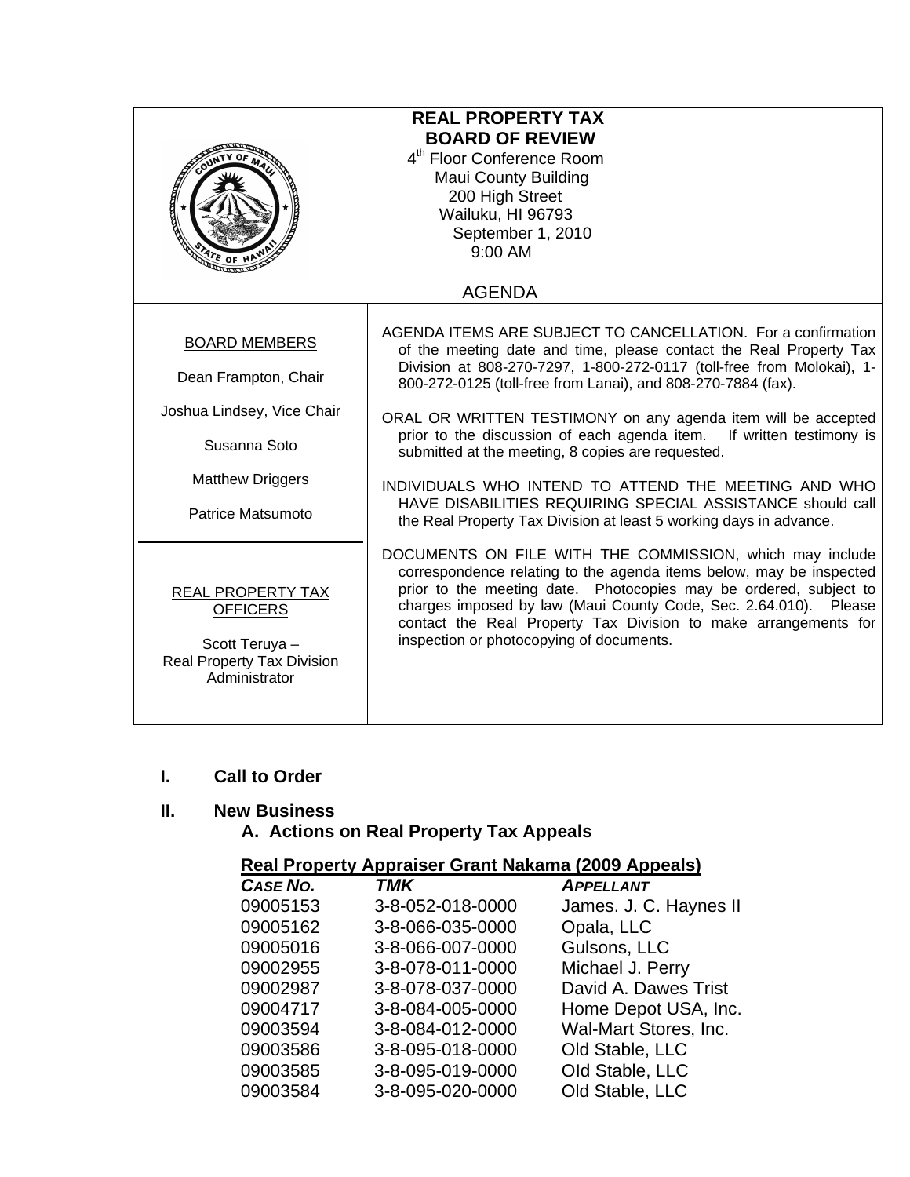# REAL PROPERTY TAX BOARD OF REVIEW

4th Floor Conference Room
Maui County Building
200 High Street
Wailuku, HI 96793
September 1, 2010
9:00 AM

## AGENDA

**BOARD MEMBERS**

Dean Frampton, Chair

Joshua Lindsey, Vice Chair

Susanna Soto

Matthew Driggers

Patrice Matsumoto

**REAL PROPERTY TAX OFFICERS**

Scott Teruya –
Real Property Tax Division Administrator

AGENDA ITEMS ARE SUBJECT TO CANCELLATION. For a confirmation of the meeting date and time, please contact the Real Property Tax Division at 808-270-7297, 1-800-272-0117 (toll-free from Molokai), 1-800-272-0125 (toll-free from Lanai), and 808-270-7884 (fax).

ORAL OR WRITTEN TESTIMONY on any agenda item will be accepted prior to the discussion of each agenda item. If written testimony is submitted at the meeting, 8 copies are requested.

INDIVIDUALS WHO INTEND TO ATTEND THE MEETING AND WHO HAVE DISABILITIES REQUIRING SPECIAL ASSISTANCE should call the Real Property Tax Division at least 5 working days in advance.

DOCUMENTS ON FILE WITH THE COMMISSION, which may include correspondence relating to the agenda items below, may be inspected prior to the meeting date. Photocopies may be ordered, subject to charges imposed by law (Maui County Code, Sec. 2.64.010). Please contact the Real Property Tax Division to make arrangements for inspection or photocopying of documents.

## I. Call to Order

## II. New Business

### A. Actions on Real Property Tax Appeals

**Real Property Appraiser Grant Nakama (2009 Appeals)**

| *CASE NO.* | *TMK* | *APPELLANT* |
|---|---|---|
| 09005153 | 3-8-052-018-0000 | James. J. C. Haynes II |
| 09005162 | 3-8-066-035-0000 | Opala, LLC |
| 09005016 | 3-8-066-007-0000 | Gulsons, LLC |
| 09002955 | 3-8-078-011-0000 | Michael J. Perry |
| 09002987 | 3-8-078-037-0000 | David A. Dawes Trist |
| 09004717 | 3-8-084-005-0000 | Home Depot USA, Inc. |
| 09003594 | 3-8-084-012-0000 | Wal-Mart Stores, Inc. |
| 09003586 | 3-8-095-018-0000 | Old Stable, LLC |
| 09003585 | 3-8-095-019-0000 | Old Stable, LLC |
| 09003584 | 3-8-095-020-0000 | Old Stable, LLC |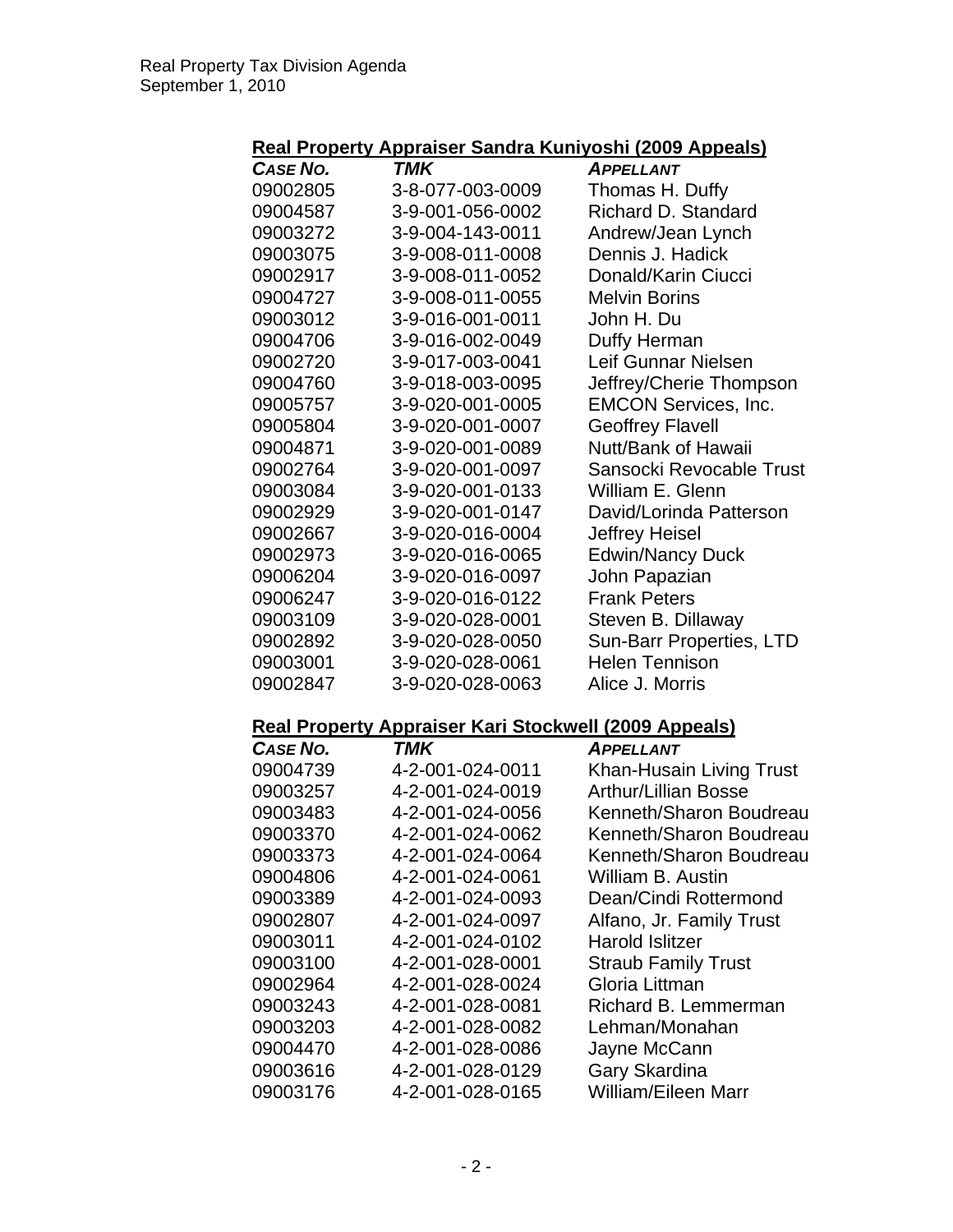Real Property Tax Division Agenda
September 1, 2010

## Real Property Appraiser Sandra Kuniyoshi (2009 Appeals)

| *CASE NO.* | *TMK* | *APPELLANT* |
|---|---|---|
| 09002805 | 3-8-077-003-0009 | Thomas H. Duffy |
| 09004587 | 3-9-001-056-0002 | Richard D. Standard |
| 09003272 | 3-9-004-143-0011 | Andrew/Jean Lynch |
| 09003075 | 3-9-008-011-0008 | Dennis J. Hadick |
| 09002917 | 3-9-008-011-0052 | Donald/Karin Ciucci |
| 09004727 | 3-9-008-011-0055 | Melvin Borins |
| 09003012 | 3-9-016-001-0011 | John H. Du |
| 09004706 | 3-9-016-002-0049 | Duffy Herman |
| 09002720 | 3-9-017-003-0041 | Leif Gunnar Nielsen |
| 09004760 | 3-9-018-003-0095 | Jeffrey/Cherie Thompson |
| 09005757 | 3-9-020-001-0005 | EMCON Services, Inc. |
| 09005804 | 3-9-020-001-0007 | Geoffrey Flavell |
| 09004871 | 3-9-020-001-0089 | Nutt/Bank of Hawaii |
| 09002764 | 3-9-020-001-0097 | Sansocki Revocable Trust |
| 09003084 | 3-9-020-001-0133 | William E. Glenn |
| 09002929 | 3-9-020-001-0147 | David/Lorinda Patterson |
| 09002667 | 3-9-020-016-0004 | Jeffrey Heisel |
| 09002973 | 3-9-020-016-0065 | Edwin/Nancy Duck |
| 09006204 | 3-9-020-016-0097 | John Papazian |
| 09006247 | 3-9-020-016-0122 | Frank Peters |
| 09003109 | 3-9-020-028-0001 | Steven B. Dillaway |
| 09002892 | 3-9-020-028-0050 | Sun-Barr Properties, LTD |
| 09003001 | 3-9-020-028-0061 | Helen Tennison |
| 09002847 | 3-9-020-028-0063 | Alice J. Morris |

## Real Property Appraiser Kari Stockwell (2009 Appeals)

| *CASE NO.* | *TMK* | *APPELLANT* |
|---|---|---|
| 09004739 | 4-2-001-024-0011 | Khan-Husain Living Trust |
| 09003257 | 4-2-001-024-0019 | Arthur/Lillian Bosse |
| 09003483 | 4-2-001-024-0056 | Kenneth/Sharon Boudreau |
| 09003370 | 4-2-001-024-0062 | Kenneth/Sharon Boudreau |
| 09003373 | 4-2-001-024-0064 | Kenneth/Sharon Boudreau |
| 09004806 | 4-2-001-024-0061 | William B. Austin |
| 09003389 | 4-2-001-024-0093 | Dean/Cindi Rottermond |
| 09002807 | 4-2-001-024-0097 | Alfano, Jr. Family Trust |
| 09003011 | 4-2-001-024-0102 | Harold Islitzer |
| 09003100 | 4-2-001-028-0001 | Straub Family Trust |
| 09002964 | 4-2-001-028-0024 | Gloria Littman |
| 09003243 | 4-2-001-028-0081 | Richard B. Lemmerman |
| 09003203 | 4-2-001-028-0082 | Lehman/Monahan |
| 09004470 | 4-2-001-028-0086 | Jayne McCann |
| 09003616 | 4-2-001-028-0129 | Gary Skardina |
| 09003176 | 4-2-001-028-0165 | William/Eileen Marr |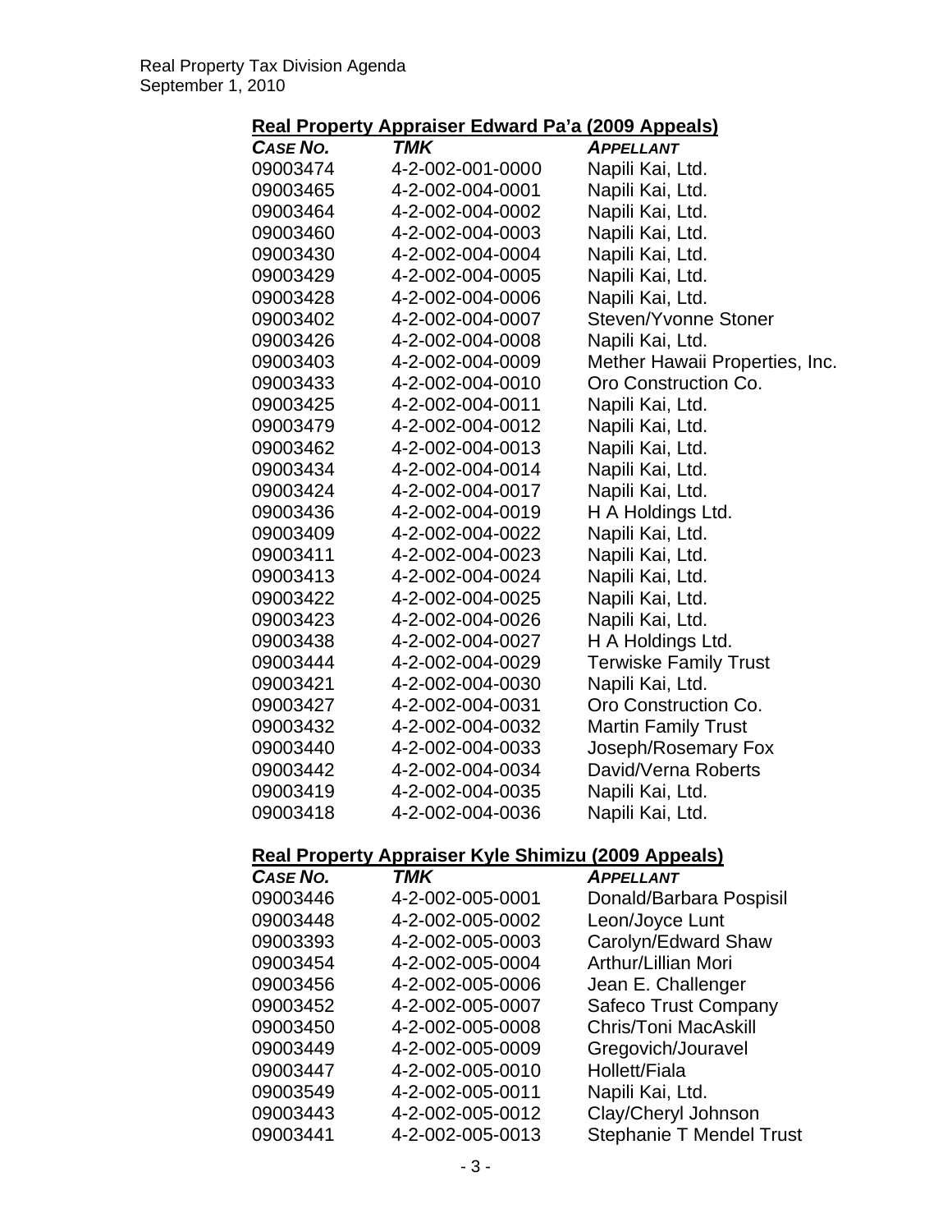**Real Property Appraiser Edward Pa'a (2009 Appeals)**

| *CASE NO.* | *TMK* | *APPELLANT* |
|---|---|---|
| 09003474 | 4-2-002-001-0000 | Napili Kai, Ltd. |
| 09003465 | 4-2-002-004-0001 | Napili Kai, Ltd. |
| 09003464 | 4-2-002-004-0002 | Napili Kai, Ltd. |
| 09003460 | 4-2-002-004-0003 | Napili Kai, Ltd. |
| 09003430 | 4-2-002-004-0004 | Napili Kai, Ltd. |
| 09003429 | 4-2-002-004-0005 | Napili Kai, Ltd. |
| 09003428 | 4-2-002-004-0006 | Napili Kai, Ltd. |
| 09003402 | 4-2-002-004-0007 | Steven/Yvonne Stoner |
| 09003426 | 4-2-002-004-0008 | Napili Kai, Ltd. |
| 09003403 | 4-2-002-004-0009 | Mether Hawaii Properties, Inc. |
| 09003433 | 4-2-002-004-0010 | Oro Construction Co. |
| 09003425 | 4-2-002-004-0011 | Napili Kai, Ltd. |
| 09003479 | 4-2-002-004-0012 | Napili Kai, Ltd. |
| 09003462 | 4-2-002-004-0013 | Napili Kai, Ltd. |
| 09003434 | 4-2-002-004-0014 | Napili Kai, Ltd. |
| 09003424 | 4-2-002-004-0017 | Napili Kai, Ltd. |
| 09003436 | 4-2-002-004-0019 | H A Holdings Ltd. |
| 09003409 | 4-2-002-004-0022 | Napili Kai, Ltd. |
| 09003411 | 4-2-002-004-0023 | Napili Kai, Ltd. |
| 09003413 | 4-2-002-004-0024 | Napili Kai, Ltd. |
| 09003422 | 4-2-002-004-0025 | Napili Kai, Ltd. |
| 09003423 | 4-2-002-004-0026 | Napili Kai, Ltd. |
| 09003438 | 4-2-002-004-0027 | H A Holdings Ltd. |
| 09003444 | 4-2-002-004-0029 | Terwiske Family Trust |
| 09003421 | 4-2-002-004-0030 | Napili Kai, Ltd. |
| 09003427 | 4-2-002-004-0031 | Oro Construction Co. |
| 09003432 | 4-2-002-004-0032 | Martin Family Trust |
| 09003440 | 4-2-002-004-0033 | Joseph/Rosemary Fox |
| 09003442 | 4-2-002-004-0034 | David/Verna Roberts |
| 09003419 | 4-2-002-004-0035 | Napili Kai, Ltd. |
| 09003418 | 4-2-002-004-0036 | Napili Kai, Ltd. |

**Real Property Appraiser Kyle Shimizu (2009 Appeals)**

| *CASE NO.* | *TMK* | *APPELLANT* |
|---|---|---|
| 09003446 | 4-2-002-005-0001 | Donald/Barbara Pospisil |
| 09003448 | 4-2-002-005-0002 | Leon/Joyce Lunt |
| 09003393 | 4-2-002-005-0003 | Carolyn/Edward Shaw |
| 09003454 | 4-2-002-005-0004 | Arthur/Lillian Mori |
| 09003456 | 4-2-002-005-0006 | Jean E. Challenger |
| 09003452 | 4-2-002-005-0007 | Safeco Trust Company |
| 09003450 | 4-2-002-005-0008 | Chris/Toni MacAskill |
| 09003449 | 4-2-002-005-0009 | Gregovich/Jouravel |
| 09003447 | 4-2-002-005-0010 | Hollett/Fiala |
| 09003549 | 4-2-002-005-0011 | Napili Kai, Ltd. |
| 09003443 | 4-2-002-005-0012 | Clay/Cheryl Johnson |
| 09003441 | 4-2-002-005-0013 | Stephanie T Mendel Trust |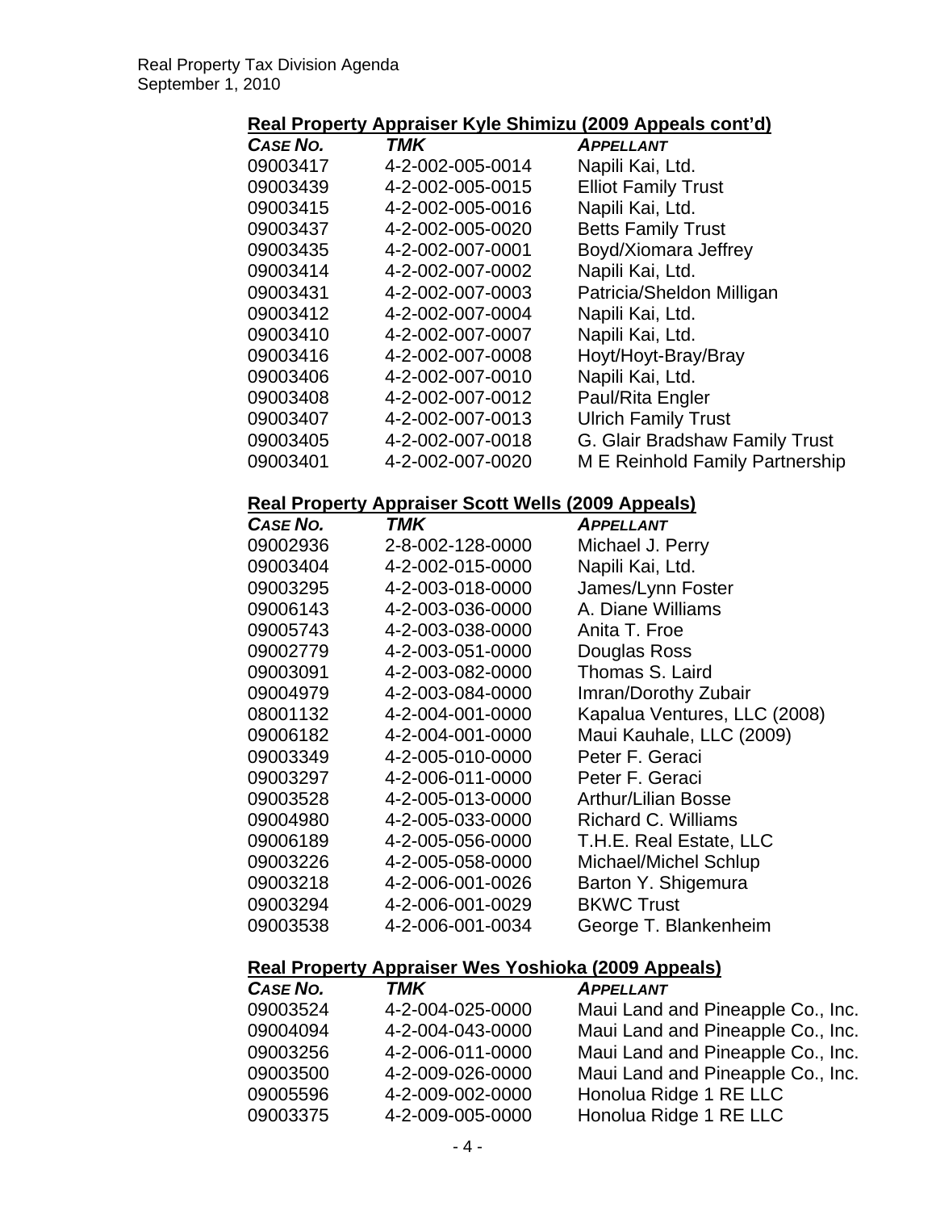**Real Property Appraiser Kyle Shimizu (2009 Appeals cont'd)**

| *CASE NO.* | *TMK* | *APPELLANT* |
|---|---|---|
| 09003417 | 4-2-002-005-0014 | Napili Kai, Ltd. |
| 09003439 | 4-2-002-005-0015 | Elliot Family Trust |
| 09003415 | 4-2-002-005-0016 | Napili Kai, Ltd. |
| 09003437 | 4-2-002-005-0020 | Betts Family Trust |
| 09003435 | 4-2-002-007-0001 | Boyd/Xiomara Jeffrey |
| 09003414 | 4-2-002-007-0002 | Napili Kai, Ltd. |
| 09003431 | 4-2-002-007-0003 | Patricia/Sheldon Milligan |
| 09003412 | 4-2-002-007-0004 | Napili Kai, Ltd. |
| 09003410 | 4-2-002-007-0007 | Napili Kai, Ltd. |
| 09003416 | 4-2-002-007-0008 | Hoyt/Hoyt-Bray/Bray |
| 09003406 | 4-2-002-007-0010 | Napili Kai, Ltd. |
| 09003408 | 4-2-002-007-0012 | Paul/Rita Engler |
| 09003407 | 4-2-002-007-0013 | Ulrich Family Trust |
| 09003405 | 4-2-002-007-0018 | G. Glair Bradshaw Family Trust |
| 09003401 | 4-2-002-007-0020 | M E Reinhold Family Partnership |

**Real Property Appraiser Scott Wells (2009 Appeals)**

| *CASE NO.* | *TMK* | *APPELLANT* |
|---|---|---|
| 09002936 | 2-8-002-128-0000 | Michael J. Perry |
| 09003404 | 4-2-002-015-0000 | Napili Kai, Ltd. |
| 09003295 | 4-2-003-018-0000 | James/Lynn Foster |
| 09006143 | 4-2-003-036-0000 | A. Diane Williams |
| 09005743 | 4-2-003-038-0000 | Anita T. Froe |
| 09002779 | 4-2-003-051-0000 | Douglas Ross |
| 09003091 | 4-2-003-082-0000 | Thomas S. Laird |
| 09004979 | 4-2-003-084-0000 | Imran/Dorothy Zubair |
| 08001132 | 4-2-004-001-0000 | Kapalua Ventures, LLC (2008) |
| 09006182 | 4-2-004-001-0000 | Maui Kauhale, LLC (2009) |
| 09003349 | 4-2-005-010-0000 | Peter F. Geraci |
| 09003297 | 4-2-006-011-0000 | Peter F. Geraci |
| 09003528 | 4-2-005-013-0000 | Arthur/Lilian Bosse |
| 09004980 | 4-2-005-033-0000 | Richard C. Williams |
| 09006189 | 4-2-005-056-0000 | T.H.E. Real Estate, LLC |
| 09003226 | 4-2-005-058-0000 | Michael/Michel Schlup |
| 09003218 | 4-2-006-001-0026 | Barton Y. Shigemura |
| 09003294 | 4-2-006-001-0029 | BKWC Trust |
| 09003538 | 4-2-006-001-0034 | George T. Blankenheim |

**Real Property Appraiser Wes Yoshioka (2009 Appeals)**

| *CASE NO.* | *TMK* | *APPELLANT* |
|---|---|---|
| 09003524 | 4-2-004-025-0000 | Maui Land and Pineapple Co., Inc. |
| 09004094 | 4-2-004-043-0000 | Maui Land and Pineapple Co., Inc. |
| 09003256 | 4-2-006-011-0000 | Maui Land and Pineapple Co., Inc. |
| 09003500 | 4-2-009-026-0000 | Maui Land and Pineapple Co., Inc. |
| 09005596 | 4-2-009-002-0000 | Honolua Ridge 1 RE LLC |
| 09003375 | 4-2-009-005-0000 | Honolua Ridge 1 RE LLC |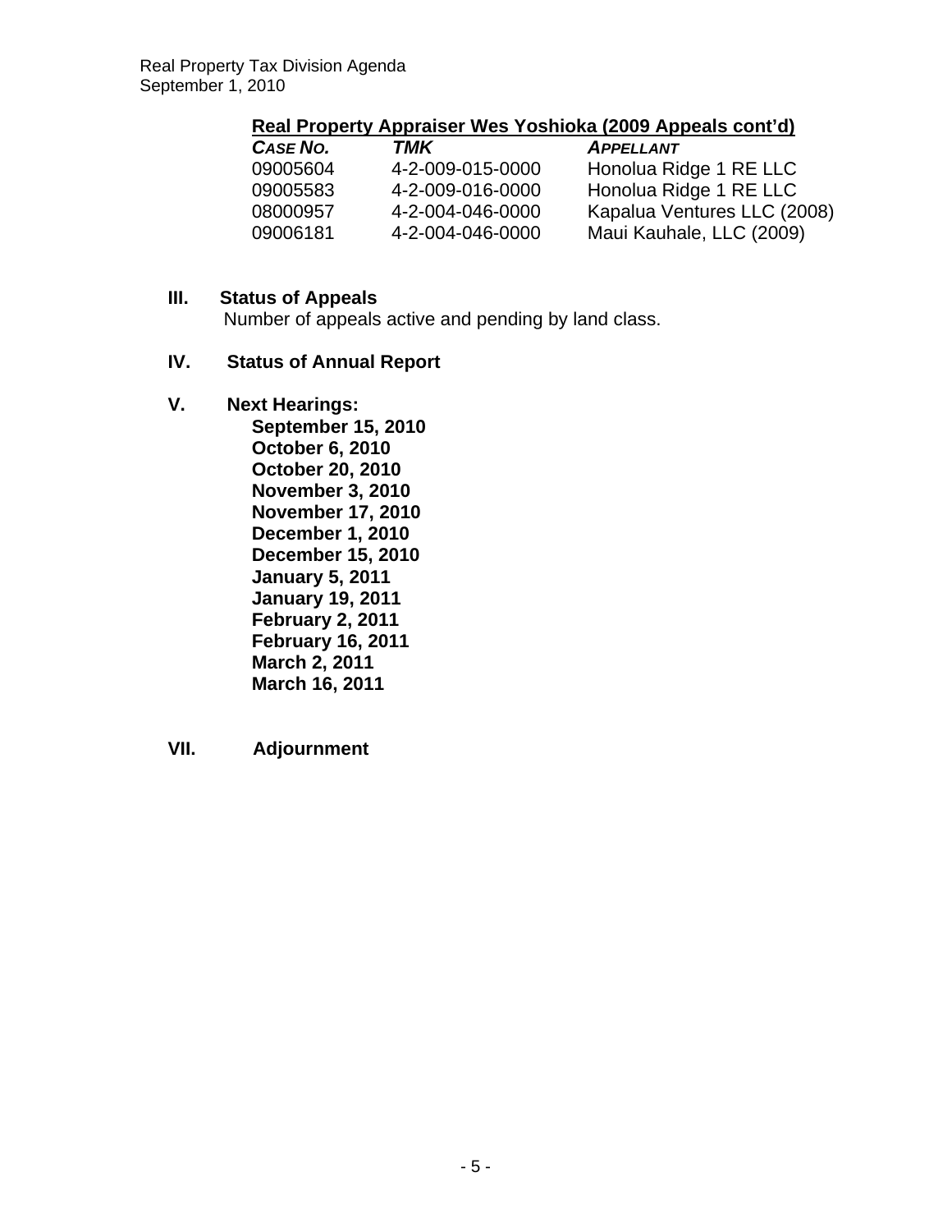**Real Property Appraiser Wes Yoshioka (2009 Appeals cont'd)**

| *CASE NO.* | *TMK* | *APPELLANT* |
|---|---|---|
| 09005604 | 4-2-009-015-0000 | Honolua Ridge 1 RE LLC |
| 09005583 | 4-2-009-016-0000 | Honolua Ridge 1 RE LLC |
| 08000957 | 4-2-004-046-0000 | Kapalua Ventures LLC (2008) |
| 09006181 | 4-2-004-046-0000 | Maui Kauhale, LLC (2009) |

**III. Status of Appeals**

Number of appeals active and pending by land class.

**IV. Status of Annual Report**

**V. Next Hearings:**

**September 15, 2010**
**October 6, 2010**
**October 20, 2010**
**November 3, 2010**
**November 17, 2010**
**December 1, 2010**
**December 15, 2010**
**January 5, 2011**
**January 19, 2011**
**February 2, 2011**
**February 16, 2011**
**March 2, 2011**
**March 16, 2011**

**VII. Adjournment**